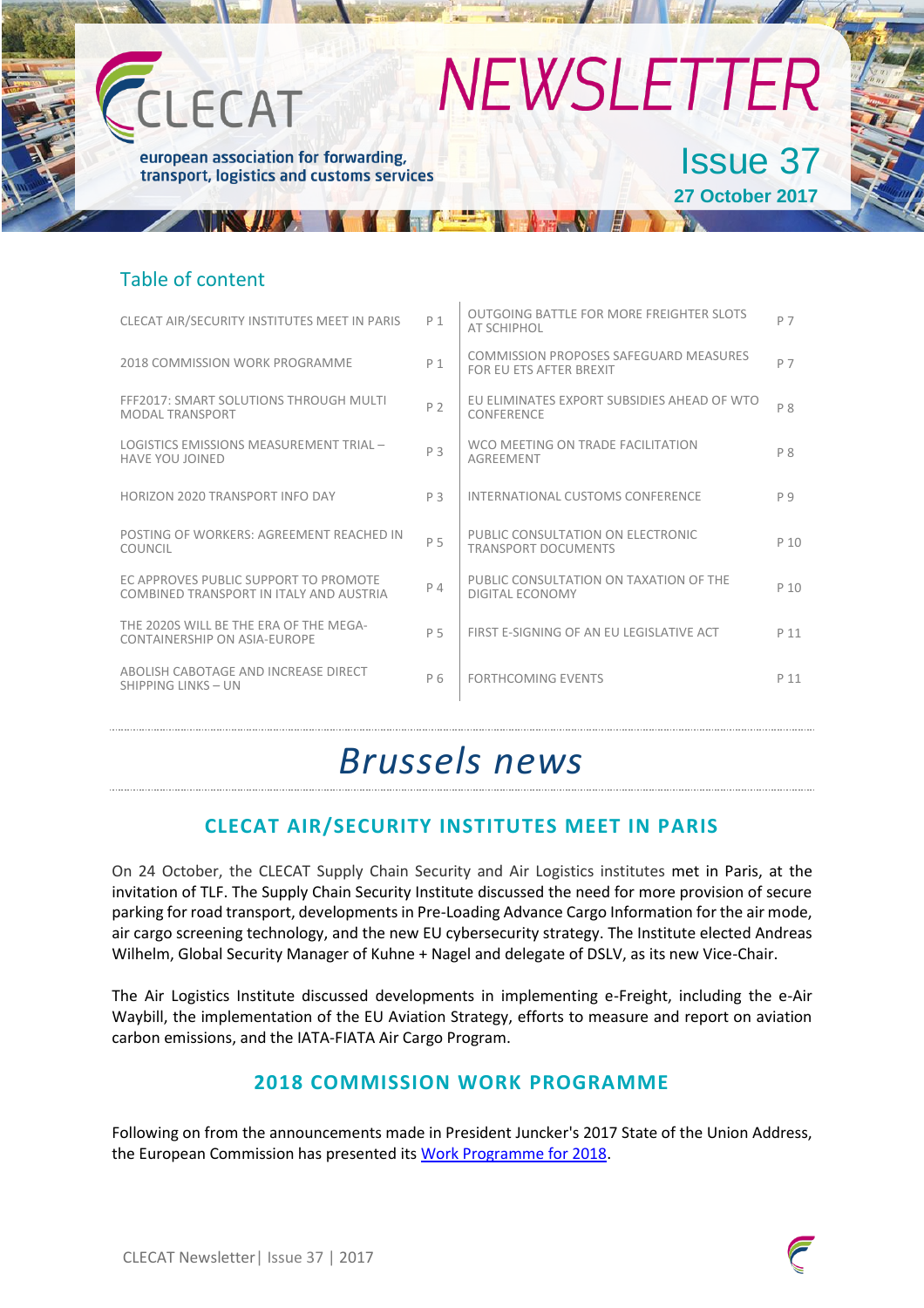# CLECAT

european association for forwarding, transport, logistics and customs services

# NEWSLETTER

Issue 37

27 October 2017

## Table of content

| | | | |
|---|---|---|---|
| CLECAT AIR/SECURITY INSTITUTES MEET IN PARIS | P 1 | OUTGOING BATTLE FOR MORE FREIGHTER SLOTS AT SCHIPHOL | P 7 |
| 2018 COMMISSION WORK PROGRAMME | P 1 | COMMISSION PROPOSES SAFEGUARD MEASURES FOR EU ETS AFTER BREXIT | P 7 |
| FFF2017: SMART SOLUTIONS THROUGH MULTI MODAL TRANSPORT | P 2 | EU ELIMINATES EXPORT SUBSIDIES AHEAD OF WTO CONFERENCE | P 8 |
| LOGISTICS EMISSIONS MEASUREMENT TRIAL – HAVE YOU JOINED | P 3 | WCO MEETING ON TRADE FACILITATION AGREEMENT | P 8 |
| HORIZON 2020 TRANSPORT INFO DAY | P 3 | INTERNATIONAL CUSTOMS CONFERENCE | P 9 |
| POSTING OF WORKERS: AGREEMENT REACHED IN COUNCIL | P 5 | PUBLIC CONSULTATION ON ELECTRONIC TRANSPORT DOCUMENTS | P 10 |
| EC APPROVES PUBLIC SUPPORT TO PROMOTE COMBINED TRANSPORT IN ITALY AND AUSTRIA | P 4 | PUBLIC CONSULTATION ON TAXATION OF THE DIGITAL ECONOMY | P 10 |
| THE 2020S WILL BE THE ERA OF THE MEGA-CONTAINERSHIP ON ASIA-EUROPE | P 5 | FIRST E-SIGNING OF AN EU LEGISLATIVE ACT | P 11 |
| ABOLISH CABOTAGE AND INCREASE DIRECT SHIPPING LINKS – UN | P 6 | FORTHCOMING EVENTS | P 11 |

# *Brussels news*

## CLECAT AIR/SECURITY INSTITUTES MEET IN PARIS

On 24 October, the CLECAT Supply Chain Security and Air Logistics institutes met in Paris, at the invitation of TLF. The Supply Chain Security Institute discussed the need for more provision of secure parking for road transport, developments in Pre-Loading Advance Cargo Information for the air mode, air cargo screening technology, and the new EU cybersecurity strategy. The Institute elected Andreas Wilhelm, Global Security Manager of Kuhne + Nagel and delegate of DSLV, as its new Vice-Chair.

The Air Logistics Institute discussed developments in implementing e-Freight, including the e-Air Waybill, the implementation of the EU Aviation Strategy, efforts to measure and report on aviation carbon emissions, and the IATA-FIATA Air Cargo Program.

## 2018 COMMISSION WORK PROGRAMME

Following on from the announcements made in President Juncker's 2017 State of the Union Address, the European Commission has presented its Work Programme for 2018.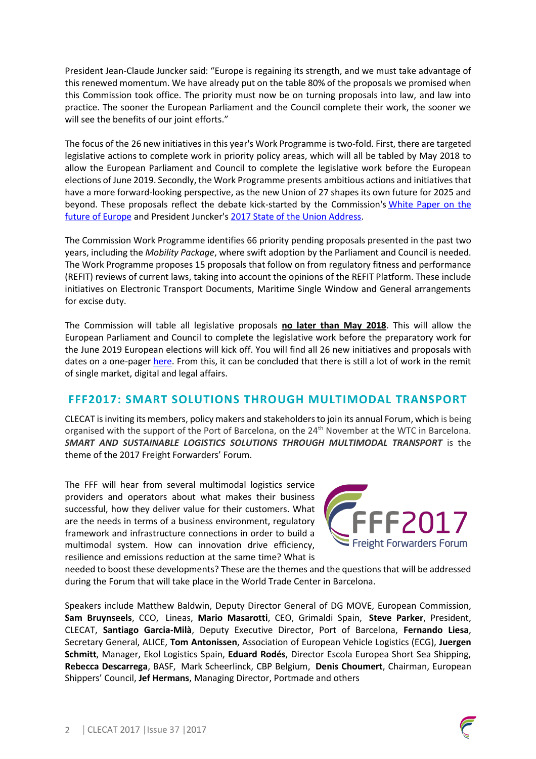President Jean-Claude Juncker said: "Europe is regaining its strength, and we must take advantage of this renewed momentum. We have already put on the table 80% of the proposals we promised when this Commission took office. The priority must now be on turning proposals into law, and law into practice. The sooner the European Parliament and the Council complete their work, the sooner we will see the benefits of our joint efforts."

The focus of the 26 new initiatives in this year's Work Programme is two-fold. First, there are targeted legislative actions to complete work in priority policy areas, which will all be tabled by May 2018 to allow the European Parliament and Council to complete the legislative work before the European elections of June 2019. Secondly, the Work Programme presents ambitious actions and initiatives that have a more forward-looking perspective, as the new Union of 27 shapes its own future for 2025 and beyond. These proposals reflect the debate kick-started by the Commission's White Paper on the future of Europe and President Juncker's 2017 State of the Union Address.

The Commission Work Programme identifies 66 priority pending proposals presented in the past two years, including the *Mobility Package*, where swift adoption by the Parliament and Council is needed. The Work Programme proposes 15 proposals that follow on from regulatory fitness and performance (REFIT) reviews of current laws, taking into account the opinions of the REFIT Platform. These include initiatives on Electronic Transport Documents, Maritime Single Window and General arrangements for excise duty.

The Commission will table all legislative proposals **no later than May 2018**. This will allow the European Parliament and Council to complete the legislative work before the preparatory work for the June 2019 European elections will kick off. You will find all 26 new initiatives and proposals with dates on a one-pager here. From this, it can be concluded that there is still a lot of work in the remit of single market, digital and legal affairs.

## FFF2017: SMART SOLUTIONS THROUGH MULTIMODAL TRANSPORT

CLECAT is inviting its members, policy makers and stakeholders to join its annual Forum, which is being organised with the support of the Port of Barcelona, on the 24th November at the WTC in Barcelona. ***SMART AND SUSTAINABLE LOGISTICS SOLUTIONS THROUGH MULTIMODAL TRANSPORT*** is the theme of the 2017 Freight Forwarders' Forum.

The FFF will hear from several multimodal logistics service providers and operators about what makes their business successful, how they deliver value for their customers. What are the needs in terms of a business environment, regulatory framework and infrastructure connections in order to build a multimodal system. How can innovation drive efficiency, resilience and emissions reduction at the same time? What is needed to boost these developments? These are the themes and the questions that will be addressed during the Forum that will take place in the World Trade Center in Barcelona.

Speakers include Matthew Baldwin, Deputy Director General of DG MOVE, European Commission, **Sam Bruynseels**, CCO, Lineas, **Mario Masarotti**, CEO, Grimaldi Spain, **Steve Parker**, President, CLECAT, **Santiago Garcia-Milà**, Deputy Executive Director, Port of Barcelona, **Fernando Liesa**, Secretary General, ALICE, **Tom Antonissen**, Association of European Vehicle Logistics (ECG), **Juergen Schmitt**, Manager, Ekol Logistics Spain, **Eduard Rodés**, Director Escola Europea Short Sea Shipping, **Rebecca Descarrega**, BASF, Mark Scheerlinck, CBP Belgium, **Denis Choumert**, Chairman, European Shippers' Council, **Jef Hermans**, Managing Director, Portmade and others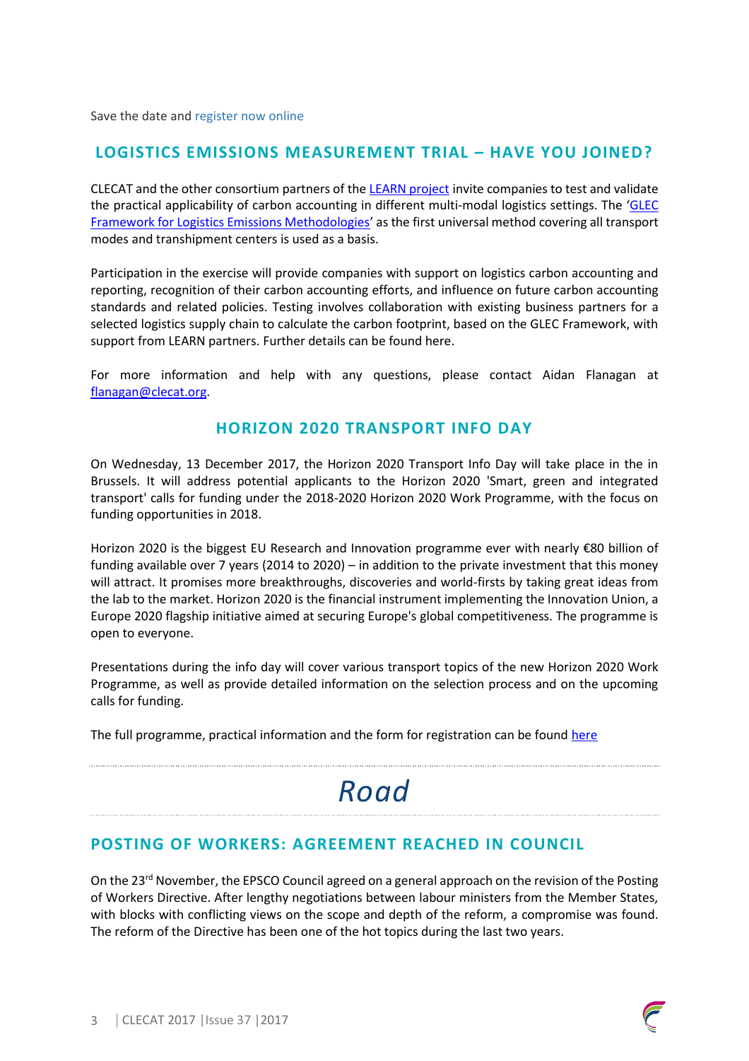Save the date and register now online

## LOGISTICS EMISSIONS MEASUREMENT TRIAL – HAVE YOU JOINED?

CLECAT and the other consortium partners of the LEARN project invite companies to test and validate the practical applicability of carbon accounting in different multi-modal logistics settings. The 'GLEC Framework for Logistics Emissions Methodologies' as the first universal method covering all transport modes and transhipment centers is used as a basis.

Participation in the exercise will provide companies with support on logistics carbon accounting and reporting, recognition of their carbon accounting efforts, and influence on future carbon accounting standards and related policies. Testing involves collaboration with existing business partners for a selected logistics supply chain to calculate the carbon footprint, based on the GLEC Framework, with support from LEARN partners. Further details can be found here.

For more information and help with any questions, please contact Aidan Flanagan at flanagan@clecat.org.

## HORIZON 2020 TRANSPORT INFO DAY

On Wednesday, 13 December 2017, the Horizon 2020 Transport Info Day will take place in the in Brussels. It will address potential applicants to the Horizon 2020 'Smart, green and integrated transport' calls for funding under the 2018-2020 Horizon 2020 Work Programme, with the focus on funding opportunities in 2018.

Horizon 2020 is the biggest EU Research and Innovation programme ever with nearly €80 billion of funding available over 7 years (2014 to 2020) – in addition to the private investment that this money will attract. It promises more breakthroughs, discoveries and world-firsts by taking great ideas from the lab to the market. Horizon 2020 is the financial instrument implementing the Innovation Union, a Europe 2020 flagship initiative aimed at securing Europe's global competitiveness. The programme is open to everyone.

Presentations during the info day will cover various transport topics of the new Horizon 2020 Work Programme, as well as provide detailed information on the selection process and on the upcoming calls for funding.

The full programme, practical information and the form for registration can be found here

# *Road*

## POSTING OF WORKERS: AGREEMENT REACHED IN COUNCIL

On the 23rd November, the EPSCO Council agreed on a general approach on the revision of the Posting of Workers Directive. After lengthy negotiations between labour ministers from the Member States, with blocks with conflicting views on the scope and depth of the reform, a compromise was found. The reform of the Directive has been one of the hot topics during the last two years.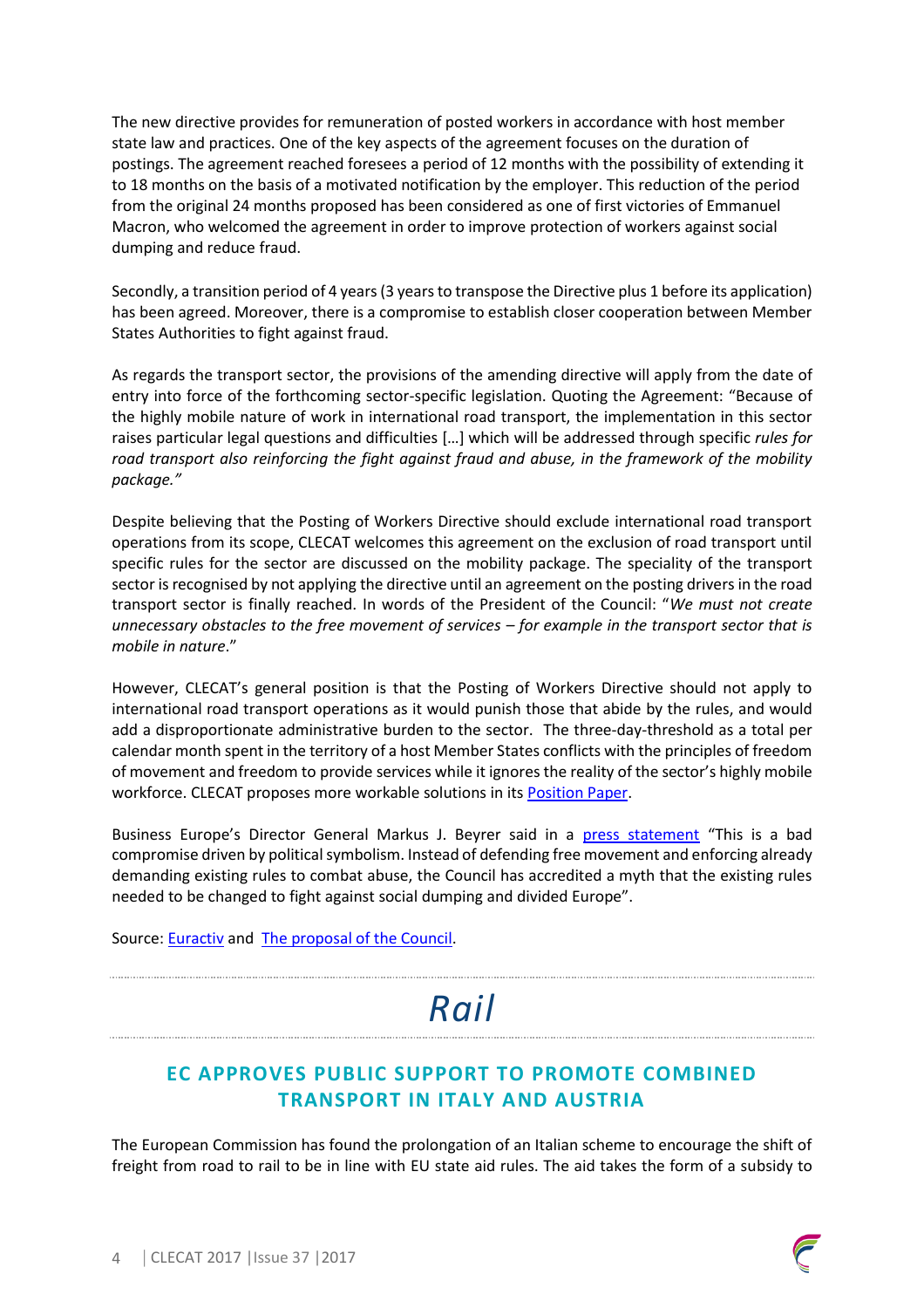The new directive provides for remuneration of posted workers in accordance with host member state law and practices. One of the key aspects of the agreement focuses on the duration of postings. The agreement reached foresees a period of 12 months with the possibility of extending it to 18 months on the basis of a motivated notification by the employer. This reduction of the period from the original 24 months proposed has been considered as one of first victories of Emmanuel Macron, who welcomed the agreement in order to improve protection of workers against social dumping and reduce fraud.

Secondly, a transition period of 4 years (3 years to transpose the Directive plus 1 before its application) has been agreed. Moreover, there is a compromise to establish closer cooperation between Member States Authorities to fight against fraud.

As regards the transport sector, the provisions of the amending directive will apply from the date of entry into force of the forthcoming sector-specific legislation. Quoting the Agreement: "Because of the highly mobile nature of work in international road transport, the implementation in this sector raises particular legal questions and difficulties […] which will be addressed through specific *rules for road transport also reinforcing the fight against fraud and abuse, in the framework of the mobility package."*

Despite believing that the Posting of Workers Directive should exclude international road transport operations from its scope, CLECAT welcomes this agreement on the exclusion of road transport until specific rules for the sector are discussed on the mobility package. The speciality of the transport sector is recognised by not applying the directive until an agreement on the posting drivers in the road transport sector is finally reached. In words of the President of the Council: "*We must not create unnecessary obstacles to the free movement of services – for example in the transport sector that is mobile in nature*."

However, CLECAT's general position is that the Posting of Workers Directive should not apply to international road transport operations as it would punish those that abide by the rules, and would add a disproportionate administrative burden to the sector. The three-day-threshold as a total per calendar month spent in the territory of a host Member States conflicts with the principles of freedom of movement and freedom to provide services while it ignores the reality of the sector's highly mobile workforce. CLECAT proposes more workable solutions in its Position Paper.

Business Europe's Director General Markus J. Beyrer said in a press statement "This is a bad compromise driven by political symbolism. Instead of defending free movement and enforcing already demanding existing rules to combat abuse, the Council has accredited a myth that the existing rules needed to be changed to fight against social dumping and divided Europe".

Source: Euractiv and The proposal of the Council.

# *Rail*

## EC APPROVES PUBLIC SUPPORT TO PROMOTE COMBINED TRANSPORT IN ITALY AND AUSTRIA

The European Commission has found the prolongation of an Italian scheme to encourage the shift of freight from road to rail to be in line with EU state aid rules. The aid takes the form of a subsidy to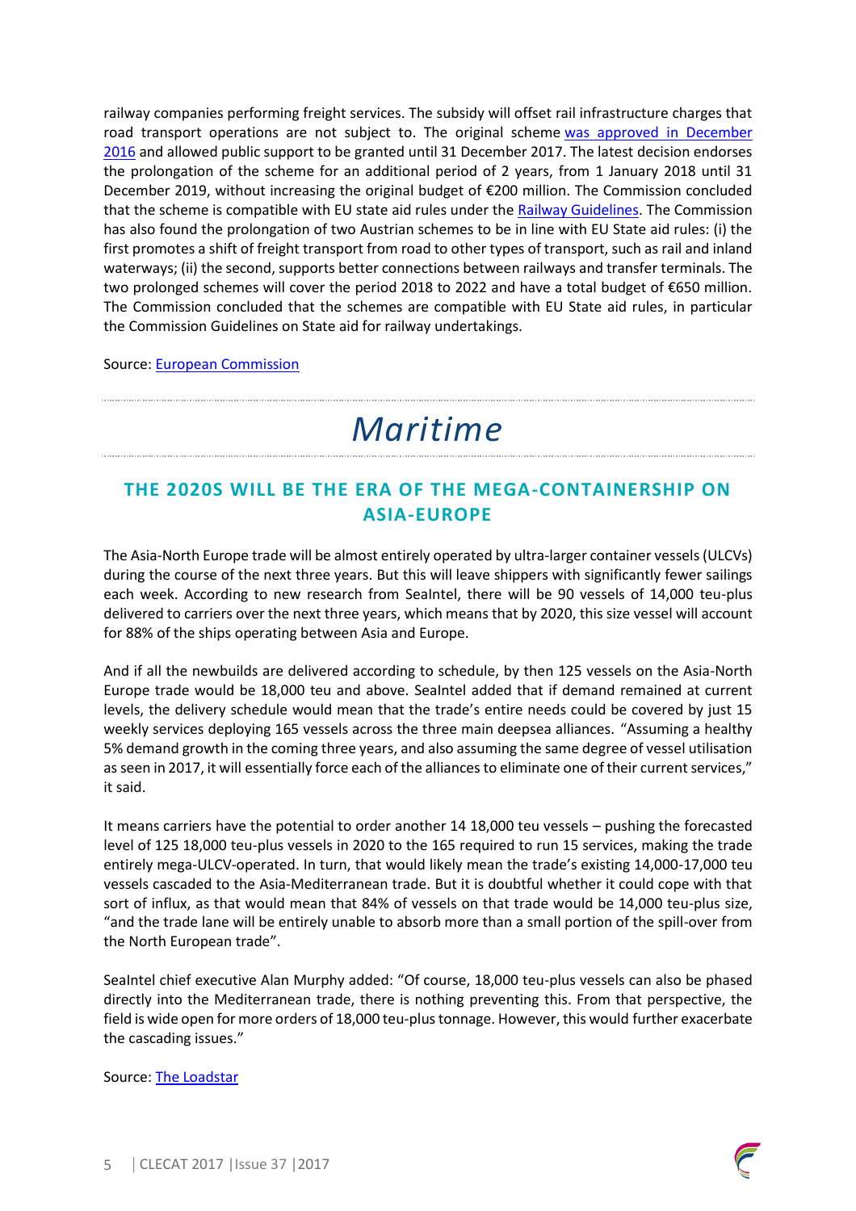railway companies performing freight services. The subsidy will offset rail infrastructure charges that road transport operations are not subject to. The original scheme was approved in December 2016 and allowed public support to be granted until 31 December 2017. The latest decision endorses the prolongation of the scheme for an additional period of 2 years, from 1 January 2018 until 31 December 2019, without increasing the original budget of €200 million. The Commission concluded that the scheme is compatible with EU state aid rules under the Railway Guidelines. The Commission has also found the prolongation of two Austrian schemes to be in line with EU State aid rules: (i) the first promotes a shift of freight transport from road to other types of transport, such as rail and inland waterways; (ii) the second, supports better connections between railways and transfer terminals. The two prolonged schemes will cover the period 2018 to 2022 and have a total budget of €650 million. The Commission concluded that the schemes are compatible with EU State aid rules, in particular the Commission Guidelines on State aid for railway undertakings.

Source: European Commission

# *Maritime*

## THE 2020S WILL BE THE ERA OF THE MEGA-CONTAINERSHIP ON ASIA-EUROPE

The Asia-North Europe trade will be almost entirely operated by ultra-larger container vessels (ULCVs) during the course of the next three years. But this will leave shippers with significantly fewer sailings each week. According to new research from SeaIntel, there will be 90 vessels of 14,000 teu-plus delivered to carriers over the next three years, which means that by 2020, this size vessel will account for 88% of the ships operating between Asia and Europe.

And if all the newbuilds are delivered according to schedule, by then 125 vessels on the Asia-North Europe trade would be 18,000 teu and above. SeaIntel added that if demand remained at current levels, the delivery schedule would mean that the trade's entire needs could be covered by just 15 weekly services deploying 165 vessels across the three main deepsea alliances. "Assuming a healthy 5% demand growth in the coming three years, and also assuming the same degree of vessel utilisation as seen in 2017, it will essentially force each of the alliances to eliminate one of their current services," it said.

It means carriers have the potential to order another 14 18,000 teu vessels – pushing the forecasted level of 125 18,000 teu-plus vessels in 2020 to the 165 required to run 15 services, making the trade entirely mega-ULCV-operated. In turn, that would likely mean the trade's existing 14,000-17,000 teu vessels cascaded to the Asia-Mediterranean trade. But it is doubtful whether it could cope with that sort of influx, as that would mean that 84% of vessels on that trade would be 14,000 teu-plus size, "and the trade lane will be entirely unable to absorb more than a small portion of the spill-over from the North European trade".

SeaIntel chief executive Alan Murphy added: "Of course, 18,000 teu-plus vessels can also be phased directly into the Mediterranean trade, there is nothing preventing this. From that perspective, the field is wide open for more orders of 18,000 teu-plus tonnage. However, this would further exacerbate the cascading issues."

Source: The Loadstar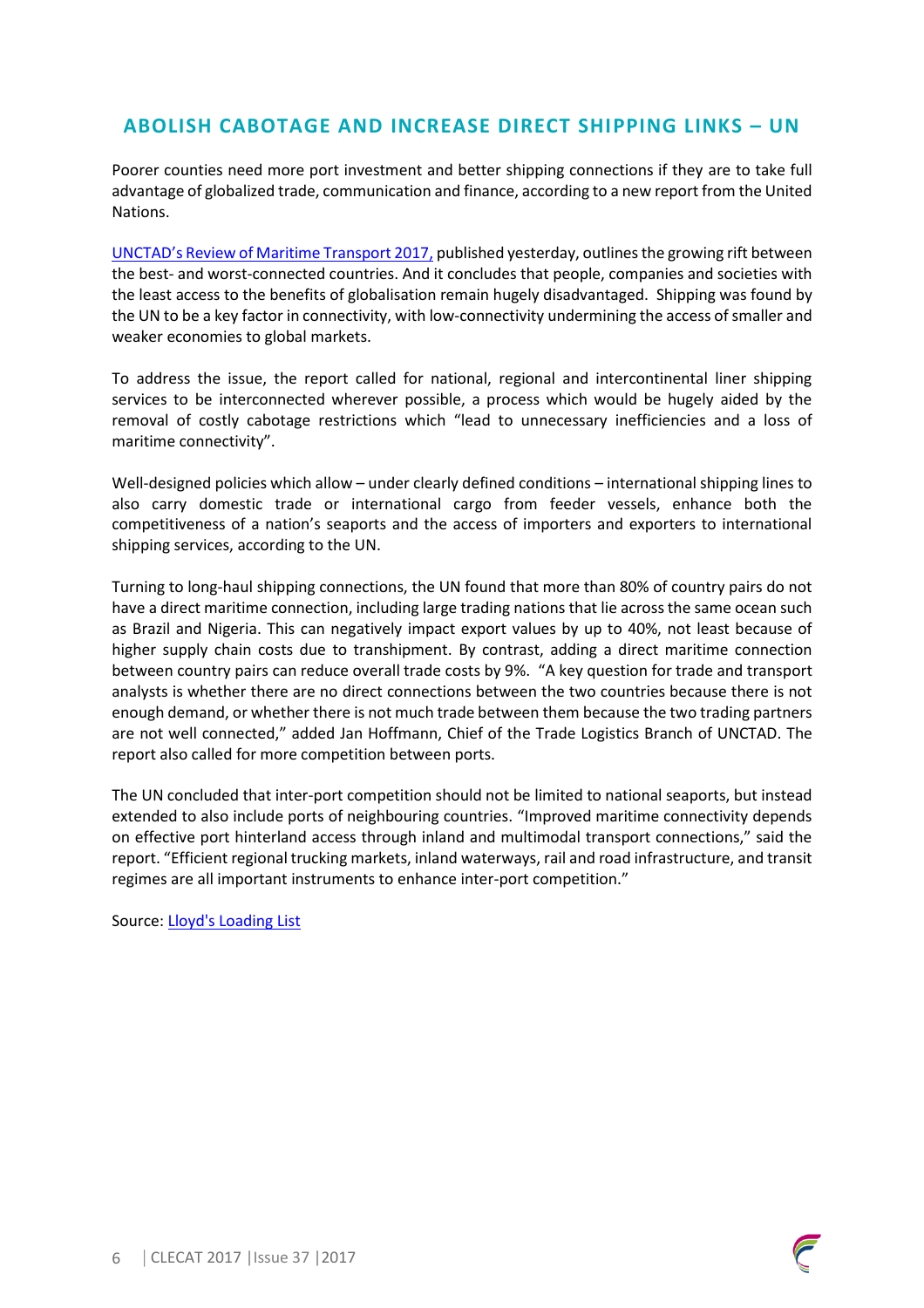## ABOLISH CABOTAGE AND INCREASE DIRECT SHIPPING LINKS – UN

Poorer counties need more port investment and better shipping connections if they are to take full advantage of globalized trade, communication and finance, according to a new report from the United Nations.

UNCTAD's Review of Maritime Transport 2017, published yesterday, outlines the growing rift between the best- and worst-connected countries. And it concludes that people, companies and societies with the least access to the benefits of globalisation remain hugely disadvantaged. Shipping was found by the UN to be a key factor in connectivity, with low-connectivity undermining the access of smaller and weaker economies to global markets.

To address the issue, the report called for national, regional and intercontinental liner shipping services to be interconnected wherever possible, a process which would be hugely aided by the removal of costly cabotage restrictions which "lead to unnecessary inefficiencies and a loss of maritime connectivity".

Well-designed policies which allow – under clearly defined conditions – international shipping lines to also carry domestic trade or international cargo from feeder vessels, enhance both the competitiveness of a nation's seaports and the access of importers and exporters to international shipping services, according to the UN.

Turning to long-haul shipping connections, the UN found that more than 80% of country pairs do not have a direct maritime connection, including large trading nations that lie across the same ocean such as Brazil and Nigeria. This can negatively impact export values by up to 40%, not least because of higher supply chain costs due to transhipment. By contrast, adding a direct maritime connection between country pairs can reduce overall trade costs by 9%. "A key question for trade and transport analysts is whether there are no direct connections between the two countries because there is not enough demand, or whether there is not much trade between them because the two trading partners are not well connected," added Jan Hoffmann, Chief of the Trade Logistics Branch of UNCTAD. The report also called for more competition between ports.

The UN concluded that inter-port competition should not be limited to national seaports, but instead extended to also include ports of neighbouring countries. "Improved maritime connectivity depends on effective port hinterland access through inland and multimodal transport connections," said the report. "Efficient regional trucking markets, inland waterways, rail and road infrastructure, and transit regimes are all important instruments to enhance inter-port competition."

Source: Lloyd's Loading List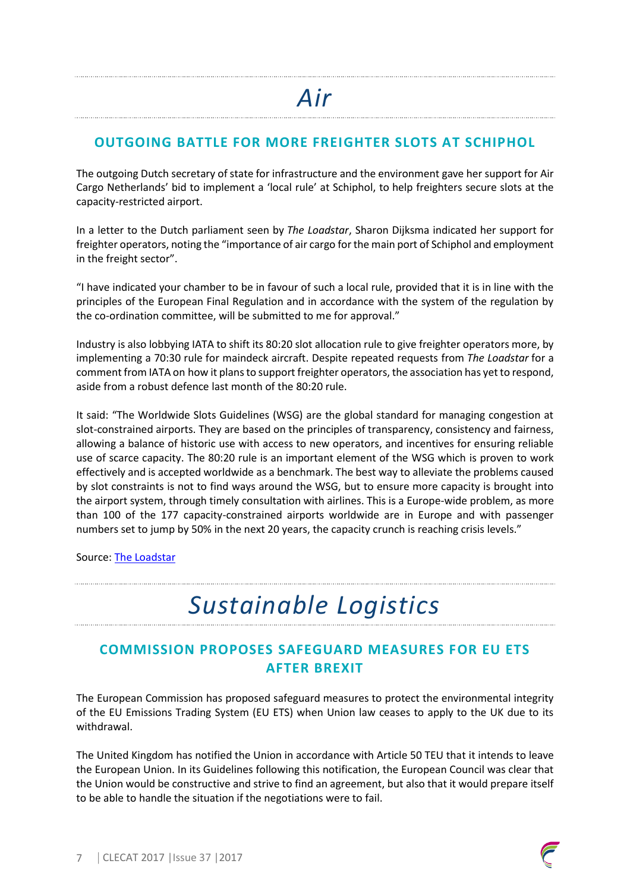# Air

## OUTGOING BATTLE FOR MORE FREIGHTER SLOTS AT SCHIPHOL

The outgoing Dutch secretary of state for infrastructure and the environment gave her support for Air Cargo Netherlands' bid to implement a 'local rule' at Schiphol, to help freighters secure slots at the capacity-restricted airport.

In a letter to the Dutch parliament seen by *The Loadstar*, Sharon Dijksma indicated her support for freighter operators, noting the "importance of air cargo for the main port of Schiphol and employment in the freight sector".

"I have indicated your chamber to be in favour of such a local rule, provided that it is in line with the principles of the European Final Regulation and in accordance with the system of the regulation by the co-ordination committee, will be submitted to me for approval."

Industry is also lobbying IATA to shift its 80:20 slot allocation rule to give freighter operators more, by implementing a 70:30 rule for maindeck aircraft. Despite repeated requests from *The Loadstar* for a comment from IATA on how it plans to support freighter operators, the association has yet to respond, aside from a robust defence last month of the 80:20 rule.

It said: "The Worldwide Slots Guidelines (WSG) are the global standard for managing congestion at slot-constrained airports. They are based on the principles of transparency, consistency and fairness, allowing a balance of historic use with access to new operators, and incentives for ensuring reliable use of scarce capacity. The 80:20 rule is an important element of the WSG which is proven to work effectively and is accepted worldwide as a benchmark. The best way to alleviate the problems caused by slot constraints is not to find ways around the WSG, but to ensure more capacity is brought into the airport system, through timely consultation with airlines. This is a Europe-wide problem, as more than 100 of the 177 capacity-constrained airports worldwide are in Europe and with passenger numbers set to jump by 50% in the next 20 years, the capacity crunch is reaching crisis levels."

Source: The Loadstar

# Sustainable Logistics

## COMMISSION PROPOSES SAFEGUARD MEASURES FOR EU ETS AFTER BREXIT

The European Commission has proposed safeguard measures to protect the environmental integrity of the EU Emissions Trading System (EU ETS) when Union law ceases to apply to the UK due to its withdrawal.

The United Kingdom has notified the Union in accordance with Article 50 TEU that it intends to leave the European Union. In its Guidelines following this notification, the European Council was clear that the Union would be constructive and strive to find an agreement, but also that it would prepare itself to be able to handle the situation if the negotiations were to fail.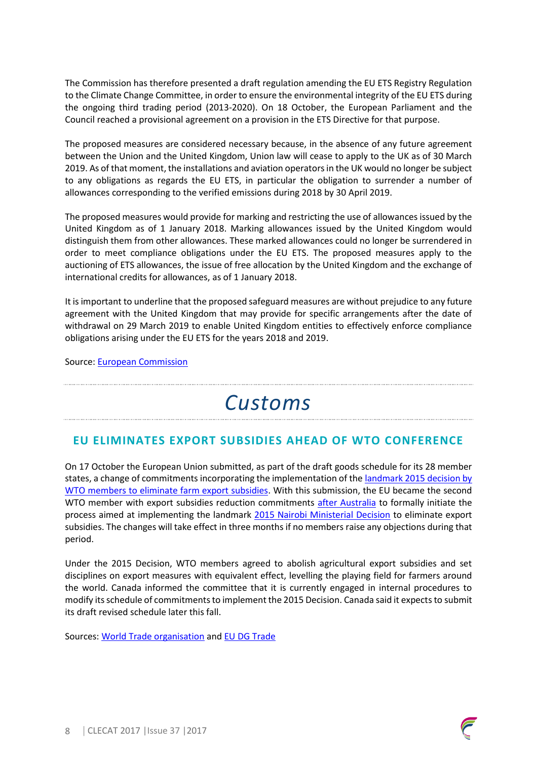The Commission has therefore presented a draft regulation amending the EU ETS Registry Regulation to the Climate Change Committee, in order to ensure the environmental integrity of the EU ETS during the ongoing third trading period (2013-2020). On 18 October, the European Parliament and the Council reached a provisional agreement on a provision in the ETS Directive for that purpose.

The proposed measures are considered necessary because, in the absence of any future agreement between the Union and the United Kingdom, Union law will cease to apply to the UK as of 30 March 2019. As of that moment, the installations and aviation operators in the UK would no longer be subject to any obligations as regards the EU ETS, in particular the obligation to surrender a number of allowances corresponding to the verified emissions during 2018 by 30 April 2019.

The proposed measures would provide for marking and restricting the use of allowances issued by the United Kingdom as of 1 January 2018. Marking allowances issued by the United Kingdom would distinguish them from other allowances. These marked allowances could no longer be surrendered in order to meet compliance obligations under the EU ETS. The proposed measures apply to the auctioning of ETS allowances, the issue of free allocation by the United Kingdom and the exchange of international credits for allowances, as of 1 January 2018.

It is important to underline that the proposed safeguard measures are without prejudice to any future agreement with the United Kingdom that may provide for specific arrangements after the date of withdrawal on 29 March 2019 to enable United Kingdom entities to effectively enforce compliance obligations arising under the EU ETS for the years 2018 and 2019.

Source: European Commission

# *Customs*

## EU ELIMINATES EXPORT SUBSIDIES AHEAD OF WTO CONFERENCE

On 17 October the European Union submitted, as part of the draft goods schedule for its 28 member states, a change of commitments incorporating the implementation of the landmark 2015 decision by WTO members to eliminate farm export subsidies. With this submission, the EU became the second WTO member with export subsidies reduction commitments after Australia to formally initiate the process aimed at implementing the landmark 2015 Nairobi Ministerial Decision to eliminate export subsidies. The changes will take effect in three months if no members raise any objections during that period.

Under the 2015 Decision, WTO members agreed to abolish agricultural export subsidies and set disciplines on export measures with equivalent effect, levelling the playing field for farmers around the world. Canada informed the committee that it is currently engaged in internal procedures to modify its schedule of commitments to implement the 2015 Decision. Canada said it expects to submit its draft revised schedule later this fall.

Sources: World Trade organisation and EU DG Trade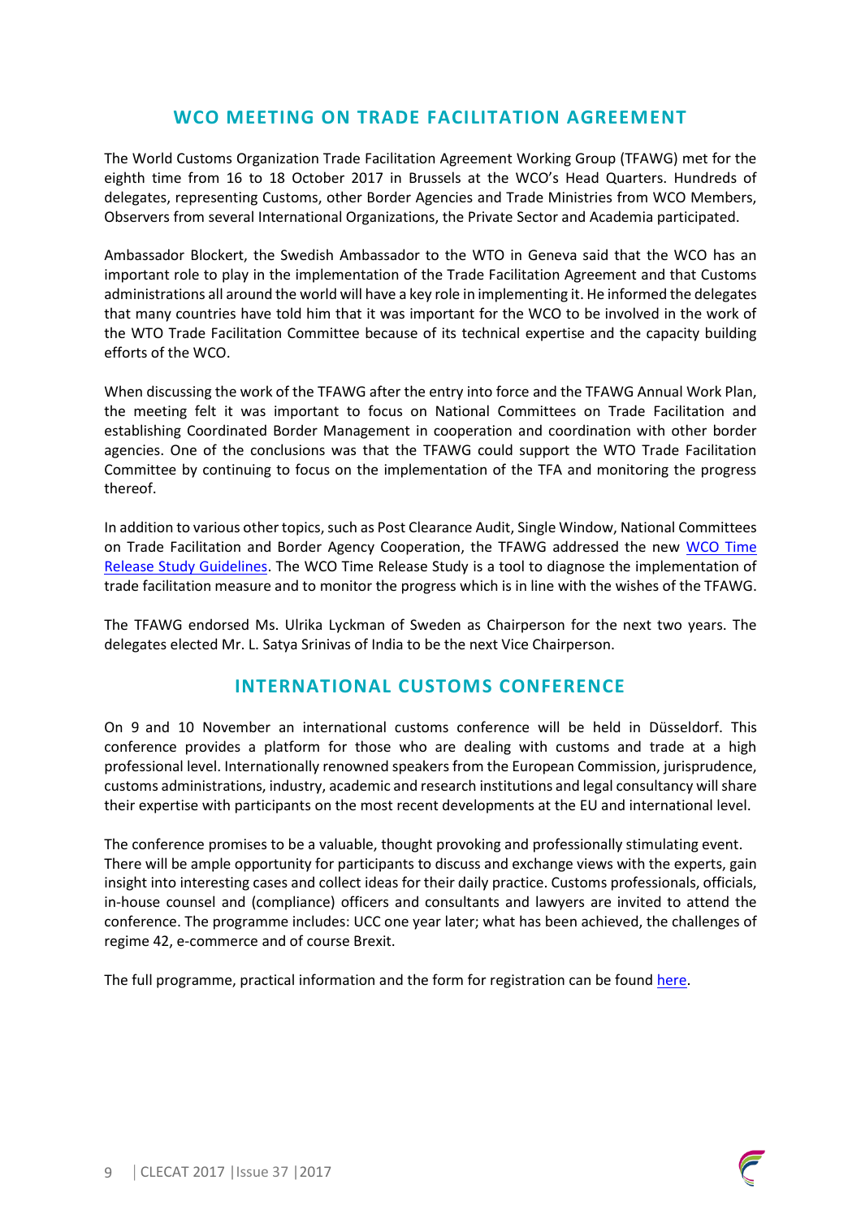## WCO MEETING ON TRADE FACILITATION AGREEMENT

The World Customs Organization Trade Facilitation Agreement Working Group (TFAWG) met for the eighth time from 16 to 18 October 2017 in Brussels at the WCO's Head Quarters. Hundreds of delegates, representing Customs, other Border Agencies and Trade Ministries from WCO Members, Observers from several International Organizations, the Private Sector and Academia participated.

Ambassador Blockert, the Swedish Ambassador to the WTO in Geneva said that the WCO has an important role to play in the implementation of the Trade Facilitation Agreement and that Customs administrations all around the world will have a key role in implementing it. He informed the delegates that many countries have told him that it was important for the WCO to be involved in the work of the WTO Trade Facilitation Committee because of its technical expertise and the capacity building efforts of the WCO.

When discussing the work of the TFAWG after the entry into force and the TFAWG Annual Work Plan, the meeting felt it was important to focus on National Committees on Trade Facilitation and establishing Coordinated Border Management in cooperation and coordination with other border agencies. One of the conclusions was that the TFAWG could support the WTO Trade Facilitation Committee by continuing to focus on the implementation of the TFA and monitoring the progress thereof.

In addition to various other topics, such as Post Clearance Audit, Single Window, National Committees on Trade Facilitation and Border Agency Cooperation, the TFAWG addressed the new WCO Time Release Study Guidelines. The WCO Time Release Study is a tool to diagnose the implementation of trade facilitation measure and to monitor the progress which is in line with the wishes of the TFAWG.

The TFAWG endorsed Ms. Ulrika Lyckman of Sweden as Chairperson for the next two years. The delegates elected Mr. L. Satya Srinivas of India to be the next Vice Chairperson.

## INTERNATIONAL CUSTOMS CONFERENCE

On 9 and 10 November an international customs conference will be held in Düsseldorf. This conference provides a platform for those who are dealing with customs and trade at a high professional level. Internationally renowned speakers from the European Commission, jurisprudence, customs administrations, industry, academic and research institutions and legal consultancy will share their expertise with participants on the most recent developments at the EU and international level.

The conference promises to be a valuable, thought provoking and professionally stimulating event. There will be ample opportunity for participants to discuss and exchange views with the experts, gain insight into interesting cases and collect ideas for their daily practice. Customs professionals, officials, in-house counsel and (compliance) officers and consultants and lawyers are invited to attend the conference. The programme includes: UCC one year later; what has been achieved, the challenges of regime 42, e-commerce and of course Brexit.

The full programme, practical information and the form for registration can be found here.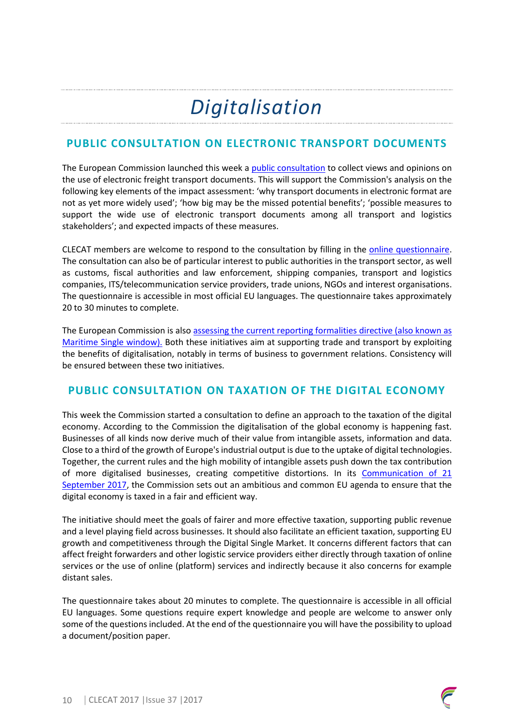# *Digitalisation*

## PUBLIC CONSULTATION ON ELECTRONIC TRANSPORT DOCUMENTS

The European Commission launched this week a public consultation to collect views and opinions on the use of electronic freight transport documents. This will support the Commission's analysis on the following key elements of the impact assessment: 'why transport documents in electronic format are not as yet more widely used'; 'how big may be the missed potential benefits'; 'possible measures to support the wide use of electronic transport documents among all transport and logistics stakeholders'; and expected impacts of these measures.

CLECAT members are welcome to respond to the consultation by filling in the online questionnaire. The consultation can also be of particular interest to public authorities in the transport sector, as well as customs, fiscal authorities and law enforcement, shipping companies, transport and logistics companies, ITS/telecommunication service providers, trade unions, NGOs and interest organisations. The questionnaire is accessible in most official EU languages. The questionnaire takes approximately 20 to 30 minutes to complete.

The European Commission is also assessing the current reporting formalities directive (also known as Maritime Single window). Both these initiatives aim at supporting trade and transport by exploiting the benefits of digitalisation, notably in terms of business to government relations. Consistency will be ensured between these two initiatives.

## PUBLIC CONSULTATION ON TAXATION OF THE DIGITAL ECONOMY

This week the Commission started a consultation to define an approach to the taxation of the digital economy. According to the Commission the digitalisation of the global economy is happening fast. Businesses of all kinds now derive much of their value from intangible assets, information and data. Close to a third of the growth of Europe's industrial output is due to the uptake of digital technologies. Together, the current rules and the high mobility of intangible assets push down the tax contribution of more digitalised businesses, creating competitive distortions. In its Communication of 21 September 2017, the Commission sets out an ambitious and common EU agenda to ensure that the digital economy is taxed in a fair and efficient way.

The initiative should meet the goals of fairer and more effective taxation, supporting public revenue and a level playing field across businesses. It should also facilitate an efficient taxation, supporting EU growth and competitiveness through the Digital Single Market. It concerns different factors that can affect freight forwarders and other logistic service providers either directly through taxation of online services or the use of online (platform) services and indirectly because it also concerns for example distant sales.

The questionnaire takes about 20 minutes to complete. The questionnaire is accessible in all official EU languages. Some questions require expert knowledge and people are welcome to answer only some of the questions included. At the end of the questionnaire you will have the possibility to upload a document/position paper.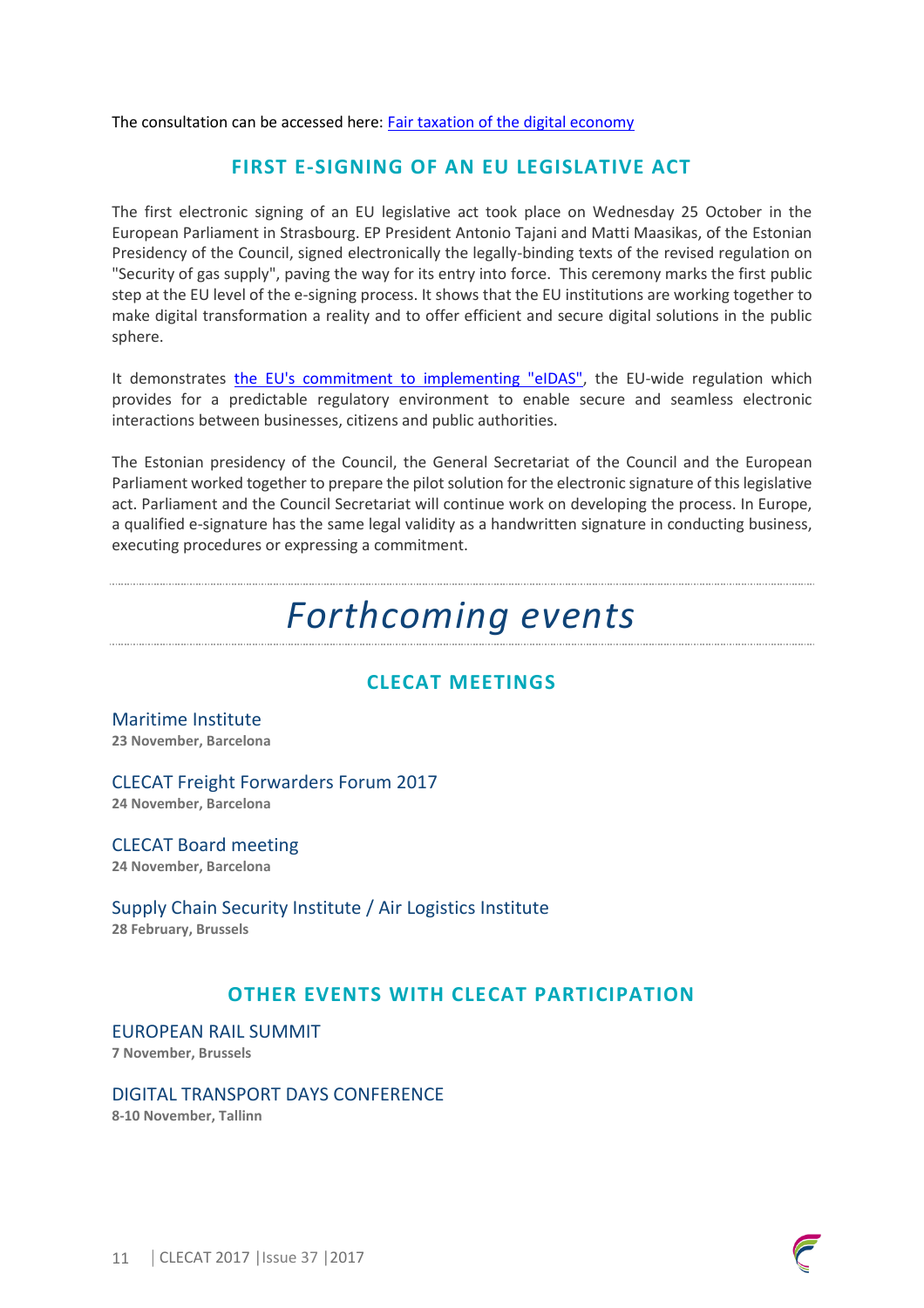The consultation can be accessed here: [Fair taxation of the digital economy]

## FIRST E-SIGNING OF AN EU LEGISLATIVE ACT

The first electronic signing of an EU legislative act took place on Wednesday 25 October in the European Parliament in Strasbourg. EP President Antonio Tajani and Matti Maasikas, of the Estonian Presidency of the Council, signed electronically the legally-binding texts of the revised regulation on "Security of gas supply", paving the way for its entry into force. This ceremony marks the first public step at the EU level of the e-signing process. It shows that the EU institutions are working together to make digital transformation a reality and to offer efficient and secure digital solutions in the public sphere.

It demonstrates [the EU's commitment to implementing "eIDAS"], the EU-wide regulation which provides for a predictable regulatory environment to enable secure and seamless electronic interactions between businesses, citizens and public authorities.

The Estonian presidency of the Council, the General Secretariat of the Council and the European Parliament worked together to prepare the pilot solution for the electronic signature of this legislative act. Parliament and the Council Secretariat will continue work on developing the process. In Europe, a qualified e-signature has the same legal validity as a handwritten signature in conducting business, executing procedures or expressing a commitment.

# *Forthcoming events*

## CLECAT MEETINGS

### Maritime Institute
**23 November, Barcelona**

### CLECAT Freight Forwarders Forum 2017
**24 November, Barcelona**

### CLECAT Board meeting
**24 November, Barcelona**

### Supply Chain Security Institute / Air Logistics Institute
**28 February, Brussels**

## OTHER EVENTS WITH CLECAT PARTICIPATION

### EUROPEAN RAIL SUMMIT
**7 November, Brussels**

### DIGITAL TRANSPORT DAYS CONFERENCE
**8-10 November, Tallinn**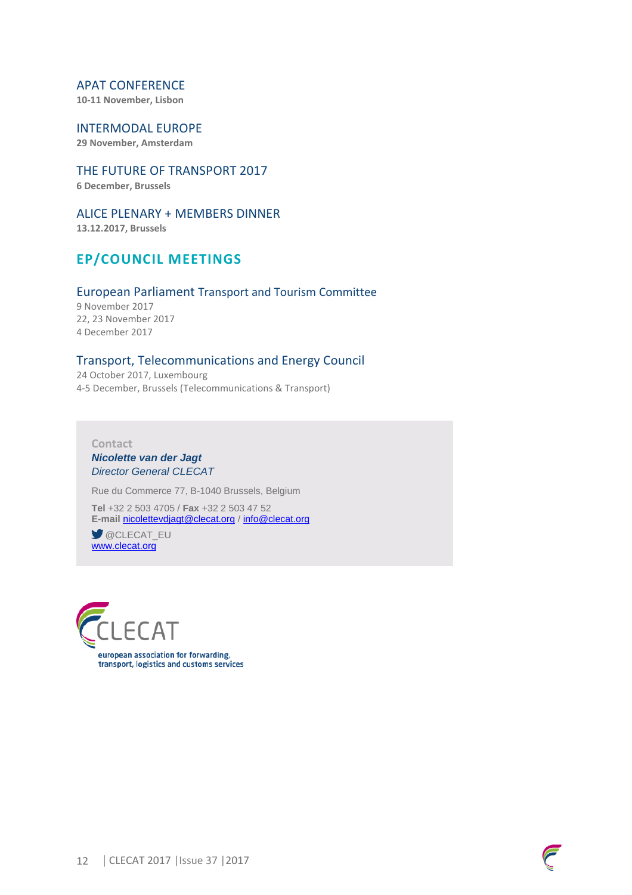### APAT CONFERENCE

**10-11 November, Lisbon**

### INTERMODAL EUROPE

**29 November, Amsterdam**

### THE FUTURE OF TRANSPORT 2017

**6 December, Brussels**

### ALICE PLENARY + MEMBERS DINNER

**13.12.2017, Brussels**

## EP/COUNCIL MEETINGS

### European Parliament Transport and Tourism Committee

9 November 2017
22, 23 November 2017
4 December 2017

### Transport, Telecommunications and Energy Council

24 October 2017, Luxembourg
4-5 December, Brussels (Telecommunications & Transport)

**Contact**
***Nicolette van der Jagt***
*Director General CLECAT*

Rue du Commerce 77, B-1040 Brussels, Belgium

**Tel** +32 2 503 4705 / **Fax** +32 2 503 47 52
**E-mail** nicolettevdjagt@clecat.org / info@clecat.org

@CLECAT_EU
www.clecat.org

CLECAT
european association for forwarding, transport, logistics and customs services